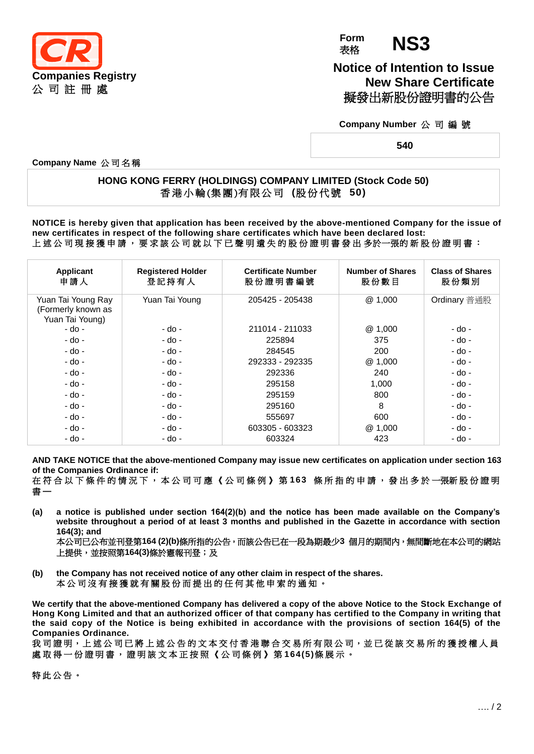**Companies Registry**
**公 司 註 冊 處**

Form 表格 **NS3**

# Notice of Intention to Issue New Share Certificate
# 擬發出新股份證明書的公告

**Company Number 公 司 編 號**

**540**

**Company Name 公司名稱**

**HONG KONG FERRY (HOLDINGS) COMPANY LIMITED (Stock Code 50)**
**香港小輪(集團)有限公司 (股份代號 50)**

**NOTICE is hereby given that application has been received by the above-mentioned Company for the issue of new certificates in respect of the following share certificates which have been declared lost:**
上述公司現接獲申請，要求該公司就以下已聲明遺失的股份證明書發出多於一張的新股份證明書：

| Applicant 申請人 | Registered Holder 登記持有人 | Certificate Number 股份證明書編號 | Number of Shares 股份數目 | Class of Shares 股份類別 |
|---|---|---|---|---|
| Yuan Tai Young Ray (Formerly known as Yuan Tai Young) | Yuan Tai Young | 205425 - 205438 | @ 1,000 | Ordinary 普通股 |
| - do - | - do - | 211014 - 211033 | @ 1,000 | - do - |
| - do - | - do - | 225894 | 375 | - do - |
| - do - | - do - | 284545 | 200 | - do - |
| - do - | - do - | 292333 - 292335 | @ 1,000 | - do - |
| - do - | - do - | 292336 | 240 | - do - |
| - do - | - do - | 295158 | 1,000 | - do - |
| - do - | - do - | 295159 | 800 | - do - |
| - do - | - do - | 295160 | 8 | - do - |
| - do - | - do - | 555697 | 600 | - do - |
| - do - | - do - | 603305 - 603323 | @ 1,000 | - do - |
| - do - | - do - | 603324 | 423 | - do - |

**AND TAKE NOTICE that the above-mentioned Company may issue new certificates on application under section 163 of the Companies Ordinance if:**
在符合以下條件的情況下，本公司可應《公司條例》第163 條所指的申請，發出多於一張新股份證明書—

**(a)** **a notice is published under section 164(2)(b) and the notice has been made available on the Company's website throughout a period of at least 3 months and published in the Gazette in accordance with section 164(3); and**
本公司已公布並刊登第164 (2)(b)條所指的公告，而該公告已在一段為期最少3 個月的期間內，無間斷地在本公司的網站上提供，並按照第164(3)條於憲報刊登；及

**(b)** **the Company has not received notice of any other claim in respect of the shares.**
本公司沒有接獲就有關股份而提出的任何其他申索的通知。

**We certify that the above-mentioned Company has delivered a copy of the above Notice to the Stock Exchange of Hong Kong Limited and that an authorized officer of that company has certified to the Company in writing that the said copy of the Notice is being exhibited in accordance with the provisions of section 164(5) of the Companies Ordinance.**
我司證明，上述公司已將上述公告的文本交付香港聯合交易所有限公司，並已從該交易所的獲授權人員處取得一份證明書，證明該文本正按照《公司條例》第164(5)條展示。

特此公告。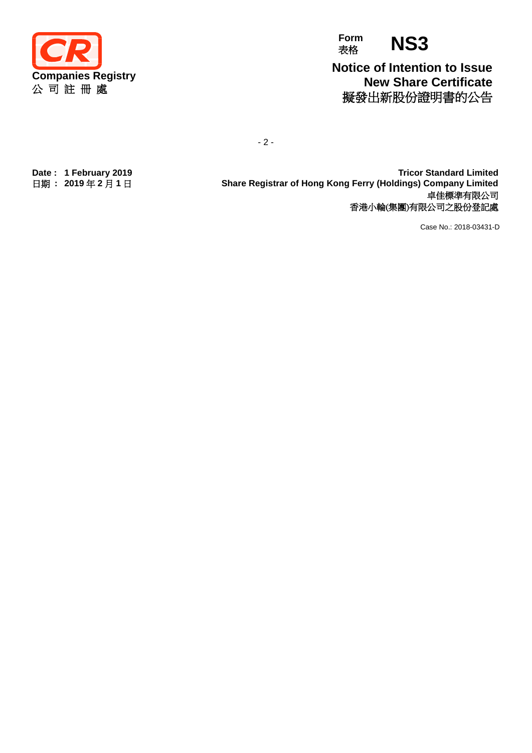Companies Registry
公 司 註 冊 處

Form 表格 **NS3**

## Notice of Intention to Issue New Share Certificate
## 擬發出新股份證明書的公告

**Date : 1 February 2019**
日期： **2019** 年 **2** 月 **1** 日

**Tricor Standard Limited**
**Share Registrar of Hong Kong Ferry (Holdings) Company Limited**
卓佳標準有限公司
香港小輪(集團)有限公司之股份登記處

Case No.: 2018-03431-D